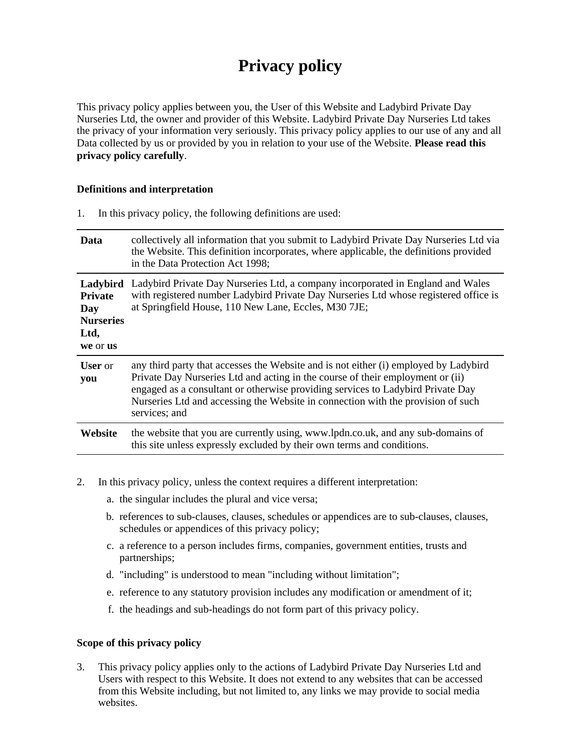# Privacy policy

This privacy policy applies between you, the User of this Website and Ladybird Private Day Nurseries Ltd, the owner and provider of this Website. Ladybird Private Day Nurseries Ltd takes the privacy of your information very seriously. This privacy policy applies to our use of any and all Data collected by us or provided by you in relation to your use of the Website. **Please read this privacy policy carefully**.

**Definitions and interpretation**

1. In this privacy policy, the following definitions are used:

| | |
|---|---|
| **Data** | collectively all information that you submit to Ladybird Private Day Nurseries Ltd via the Website. This definition incorporates, where applicable, the definitions provided in the Data Protection Act 1998; |
| **Ladybird Private Day Nurseries Ltd, we** or **us** | Ladybird Private Day Nurseries Ltd, a company incorporated in England and Wales with registered number Ladybird Private Day Nurseries Ltd whose registered office is at Springfield House, 110 New Lane, Eccles, M30 7JE; |
| **User** or **you** | any third party that accesses the Website and is not either (i) employed by Ladybird Private Day Nurseries Ltd and acting in the course of their employment or (ii) engaged as a consultant or otherwise providing services to Ladybird Private Day Nurseries Ltd and accessing the Website in connection with the provision of such services; and |
| **Website** | the website that you are currently using, www.lpdn.co.uk, and any sub-domains of this site unless expressly excluded by their own terms and conditions. |

2. In this privacy policy, unless the context requires a different interpretation:
   a. the singular includes the plural and vice versa;
   b. references to sub-clauses, clauses, schedules or appendices are to sub-clauses, clauses, schedules or appendices of this privacy policy;
   c. a reference to a person includes firms, companies, government entities, trusts and partnerships;
   d. "including" is understood to mean "including without limitation";
   e. reference to any statutory provision includes any modification or amendment of it;
   f. the headings and sub-headings do not form part of this privacy policy.

**Scope of this privacy policy**

3. This privacy policy applies only to the actions of Ladybird Private Day Nurseries Ltd and Users with respect to this Website. It does not extend to any websites that can be accessed from this Website including, but not limited to, any links we may provide to social media websites.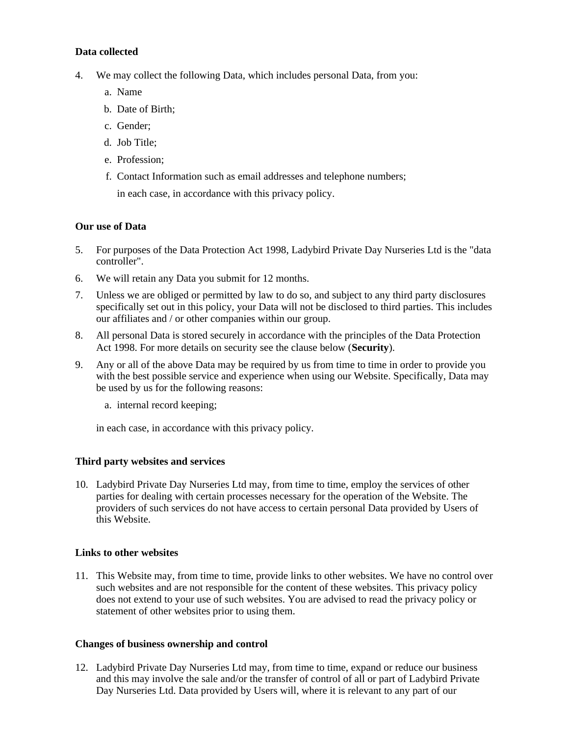**Data collected**

4. We may collect the following Data, which includes personal Data, from you:
   a. Name
   b. Date of Birth;
   c. Gender;
   d. Job Title;
   e. Profession;
   f. Contact Information such as email addresses and telephone numbers;

   in each case, in accordance with this privacy policy.

**Our use of Data**

5. For purposes of the Data Protection Act 1998, Ladybird Private Day Nurseries Ltd is the "data controller".
6. We will retain any Data you submit for 12 months.
7. Unless we are obliged or permitted by law to do so, and subject to any third party disclosures specifically set out in this policy, your Data will not be disclosed to third parties. This includes our affiliates and / or other companies within our group.
8. All personal Data is stored securely in accordance with the principles of the Data Protection Act 1998. For more details on security see the clause below (**Security**).
9. Any or all of the above Data may be required by us from time to time in order to provide you with the best possible service and experience when using our Website. Specifically, Data may be used by us for the following reasons:
   a. internal record keeping;

   in each case, in accordance with this privacy policy.

**Third party websites and services**

10. Ladybird Private Day Nurseries Ltd may, from time to time, employ the services of other parties for dealing with certain processes necessary for the operation of the Website. The providers of such services do not have access to certain personal Data provided by Users of this Website.

**Links to other websites**

11. This Website may, from time to time, provide links to other websites. We have no control over such websites and are not responsible for the content of these websites. This privacy policy does not extend to your use of such websites. You are advised to read the privacy policy or statement of other websites prior to using them.

**Changes of business ownership and control**

12. Ladybird Private Day Nurseries Ltd may, from time to time, expand or reduce our business and this may involve the sale and/or the transfer of control of all or part of Ladybird Private Day Nurseries Ltd. Data provided by Users will, where it is relevant to any part of our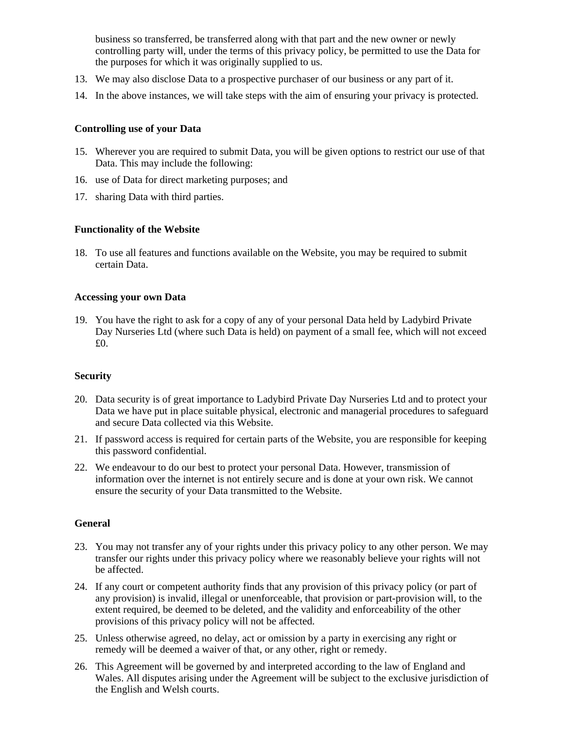business so transferred, be transferred along with that part and the new owner or newly controlling party will, under the terms of this privacy policy, be permitted to use the Data for the purposes for which it was originally supplied to us.

13. We may also disclose Data to a prospective purchaser of our business or any part of it.
14. In the above instances, we will take steps with the aim of ensuring your privacy is protected.

**Controlling use of your Data**

15. Wherever you are required to submit Data, you will be given options to restrict our use of that Data. This may include the following:
16. use of Data for direct marketing purposes; and
17. sharing Data with third parties.

**Functionality of the Website**

18. To use all features and functions available on the Website, you may be required to submit certain Data.

**Accessing your own Data**

19. You have the right to ask for a copy of any of your personal Data held by Ladybird Private Day Nurseries Ltd (where such Data is held) on payment of a small fee, which will not exceed £0.

**Security**

20. Data security is of great importance to Ladybird Private Day Nurseries Ltd and to protect your Data we have put in place suitable physical, electronic and managerial procedures to safeguard and secure Data collected via this Website.
21. If password access is required for certain parts of the Website, you are responsible for keeping this password confidential.
22. We endeavour to do our best to protect your personal Data. However, transmission of information over the internet is not entirely secure and is done at your own risk. We cannot ensure the security of your Data transmitted to the Website.

**General**

23. You may not transfer any of your rights under this privacy policy to any other person. We may transfer our rights under this privacy policy where we reasonably believe your rights will not be affected.
24. If any court or competent authority finds that any provision of this privacy policy (or part of any provision) is invalid, illegal or unenforceable, that provision or part-provision will, to the extent required, be deemed to be deleted, and the validity and enforceability of the other provisions of this privacy policy will not be affected.
25. Unless otherwise agreed, no delay, act or omission by a party in exercising any right or remedy will be deemed a waiver of that, or any other, right or remedy.
26. This Agreement will be governed by and interpreted according to the law of England and Wales. All disputes arising under the Agreement will be subject to the exclusive jurisdiction of the English and Welsh courts.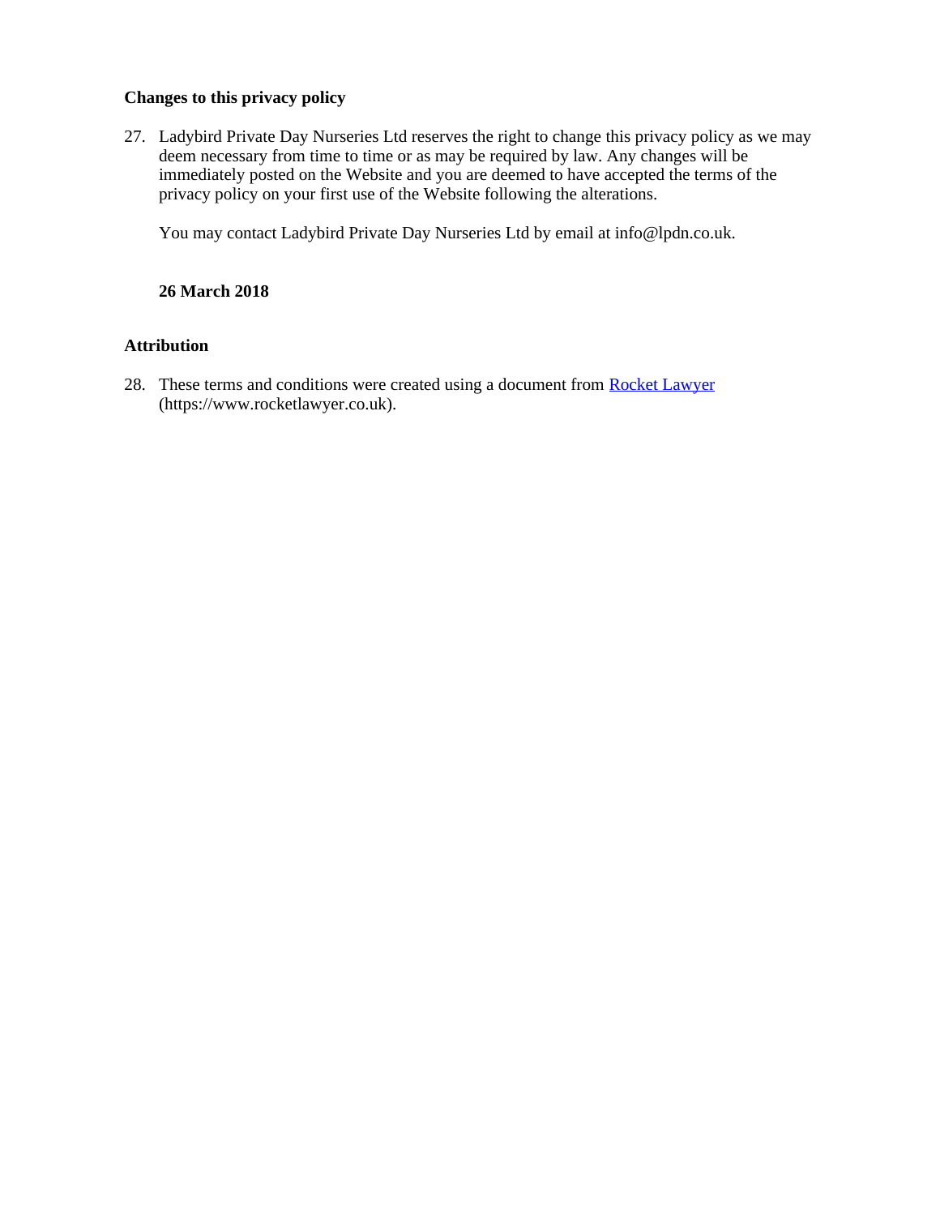**Changes to this privacy policy**

27. Ladybird Private Day Nurseries Ltd reserves the right to change this privacy policy as we may deem necessary from time to time or as may be required by law. Any changes will be immediately posted on the Website and you are deemed to have accepted the terms of the privacy policy on your first use of the Website following the alterations.

    You may contact Ladybird Private Day Nurseries Ltd by email at info@lpdn.co.uk.

    **26 March 2018**

**Attribution**

28. These terms and conditions were created using a document from [Rocket Lawyer](https://www.rocketlawyer.co.uk) (https://www.rocketlawyer.co.uk).